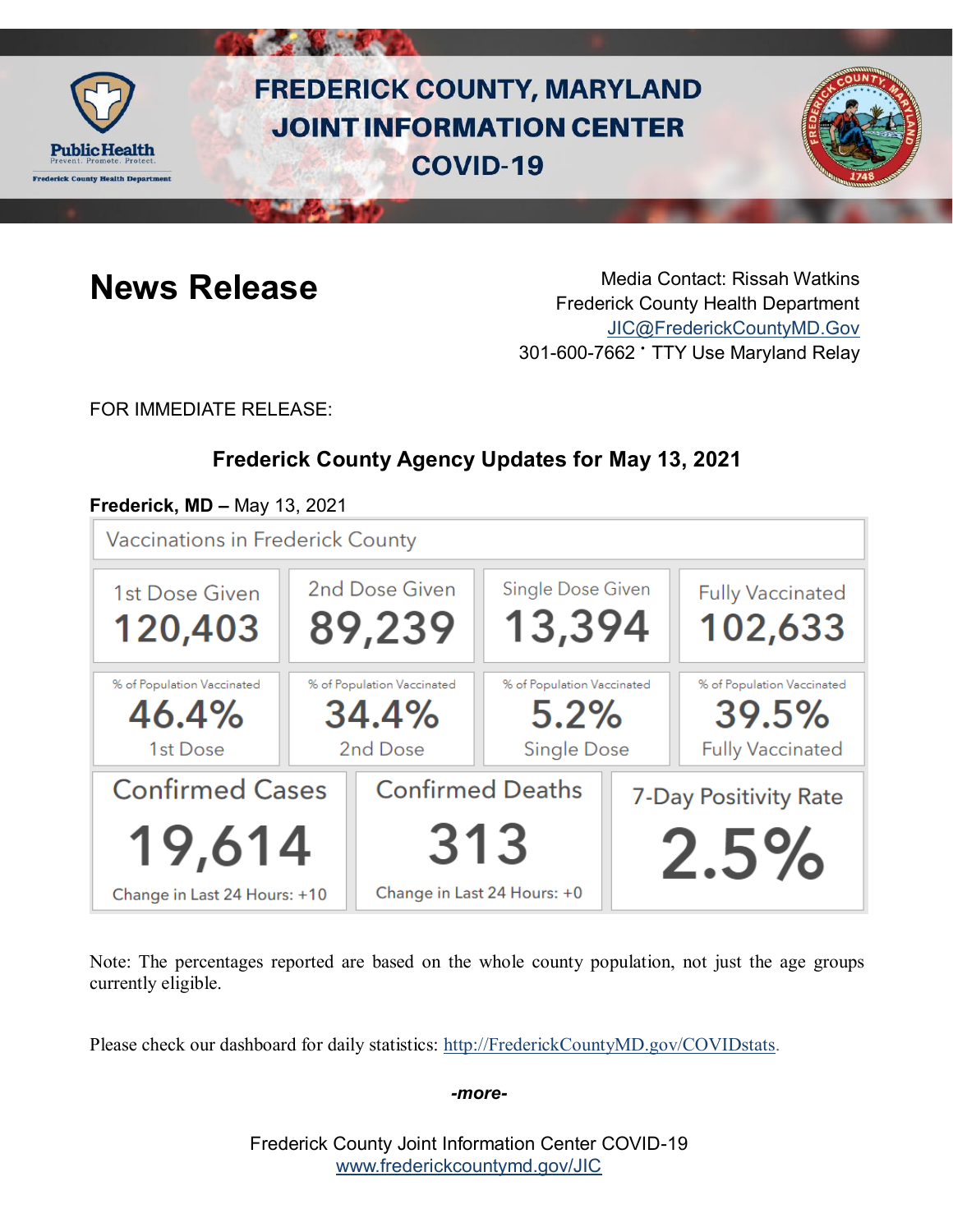# FREDERICK COUNTY, MARYLAND JOINT INFORMATION CENTER COVID-19

## News Release

Media Contact: Rissah Watkins
Frederick County Health Department
JIC@FrederickCountyMD.Gov
301-600-7662 · TTY Use Maryland Relay

FOR IMMEDIATE RELEASE:

### Frederick County Agency Updates for May 13, 2021

**Frederick, MD –** May 13, 2021

**Vaccinations in Frederick County**

| 1st Dose Given | 2nd Dose Given | Single Dose Given | Fully Vaccinated |
|---|---|---|---|
| 120,403 | 89,239 | 13,394 | 102,633 |
| % of Population Vaccinated 46.4% 1st Dose | % of Population Vaccinated 34.4% 2nd Dose | % of Population Vaccinated 5.2% Single Dose | % of Population Vaccinated 39.5% Fully Vaccinated |

| Confirmed Cases | Confirmed Deaths | 7-Day Positivity Rate |
|---|---|---|
| 19,614 | 313 | 2.5% |
| Change in Last 24 Hours: +10 | Change in Last 24 Hours: +0 | |

Note: The percentages reported are based on the whole county population, not just the age groups currently eligible.

Please check our dashboard for daily statistics: http://FrederickCountyMD.gov/COVIDstats.

*-more-*

Frederick County Joint Information Center COVID-19
www.frederickcountymd.gov/JIC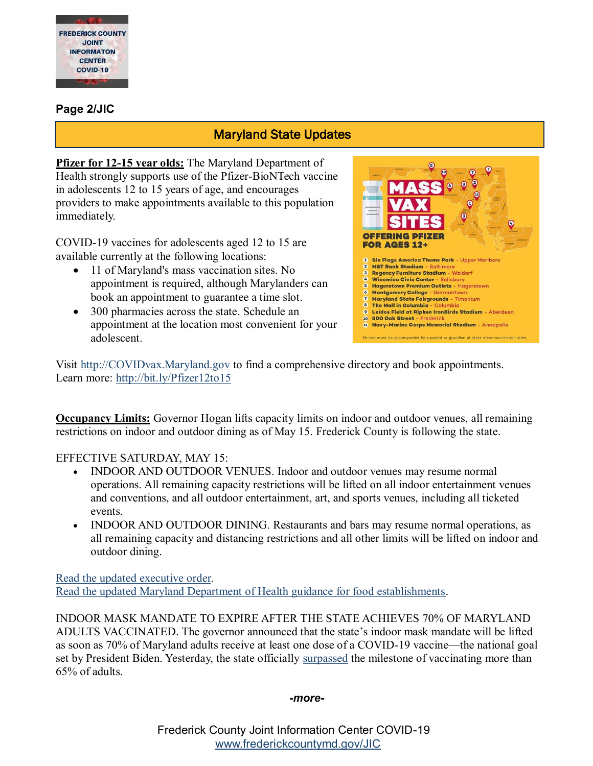## Maryland State Updates

**Pfizer for 12-15 year olds:** The Maryland Department of Health strongly supports use of the Pfizer-BioNTech vaccine in adolescents 12 to 15 years of age, and encourages providers to make appointments available to this population immediately.

COVID-19 vaccines for adolescents aged 12 to 15 are available currently at the following locations:

- 11 of Maryland's mass vaccination sites. No appointment is required, although Marylanders can book an appointment to guarantee a time slot.
- 300 pharmacies across the state. Schedule an appointment at the location most convenient for your adolescent.

**MASS VAX SITES**
**OFFERING PFIZER FOR AGES 12+**

1. Six Flags America Theme Park - Upper Marlboro
2. M&T Bank Stadium - Baltimore
3. Regency Furniture Stadium - Waldorf
4. Wicomico Civic Center - Salisbury
5. Hagerstown Premium Outlets - Hagerstown
6. Montgomery College - Germantown
7. Maryland State Fairgrounds - Timonium
8. The Mall in Columbia - Columbia
9. Leidos Field at Ripken IronBirds Stadium - Aberdeen
10. 800 Oak Street - Frederick
11. Navy-Marine Corps Memorial Stadium - Annapolis

Minors must be accompanied by a parent or guardian at state mass vaccination sites.

Visit http://COVIDvax.Maryland.gov to find a comprehensive directory and book appointments.
Learn more: http://bit.ly/Pfizer12to15

**Occupancy Limits:** Governor Hogan lifts capacity limits on indoor and outdoor venues, all remaining restrictions on indoor and outdoor dining as of May 15. Frederick County is following the state.

EFFECTIVE SATURDAY, MAY 15:

- INDOOR AND OUTDOOR VENUES. Indoor and outdoor venues may resume normal operations. All remaining capacity restrictions will be lifted on all indoor entertainment venues and conventions, and all outdoor entertainment, art, and sports venues, including all ticketed events.
- INDOOR AND OUTDOOR DINING. Restaurants and bars may resume normal operations, as all remaining capacity and distancing restrictions and all other limits will be lifted on indoor and outdoor dining.

Read the updated executive order.
Read the updated Maryland Department of Health guidance for food establishments.

INDOOR MASK MANDATE TO EXPIRE AFTER THE STATE ACHIEVES 70% OF MARYLAND ADULTS VACCINATED. The governor announced that the state's indoor mask mandate will be lifted as soon as 70% of Maryland adults receive at least one dose of a COVID-19 vaccine—the national goal set by President Biden. Yesterday, the state officially surpassed the milestone of vaccinating more than 65% of adults.

*-more-*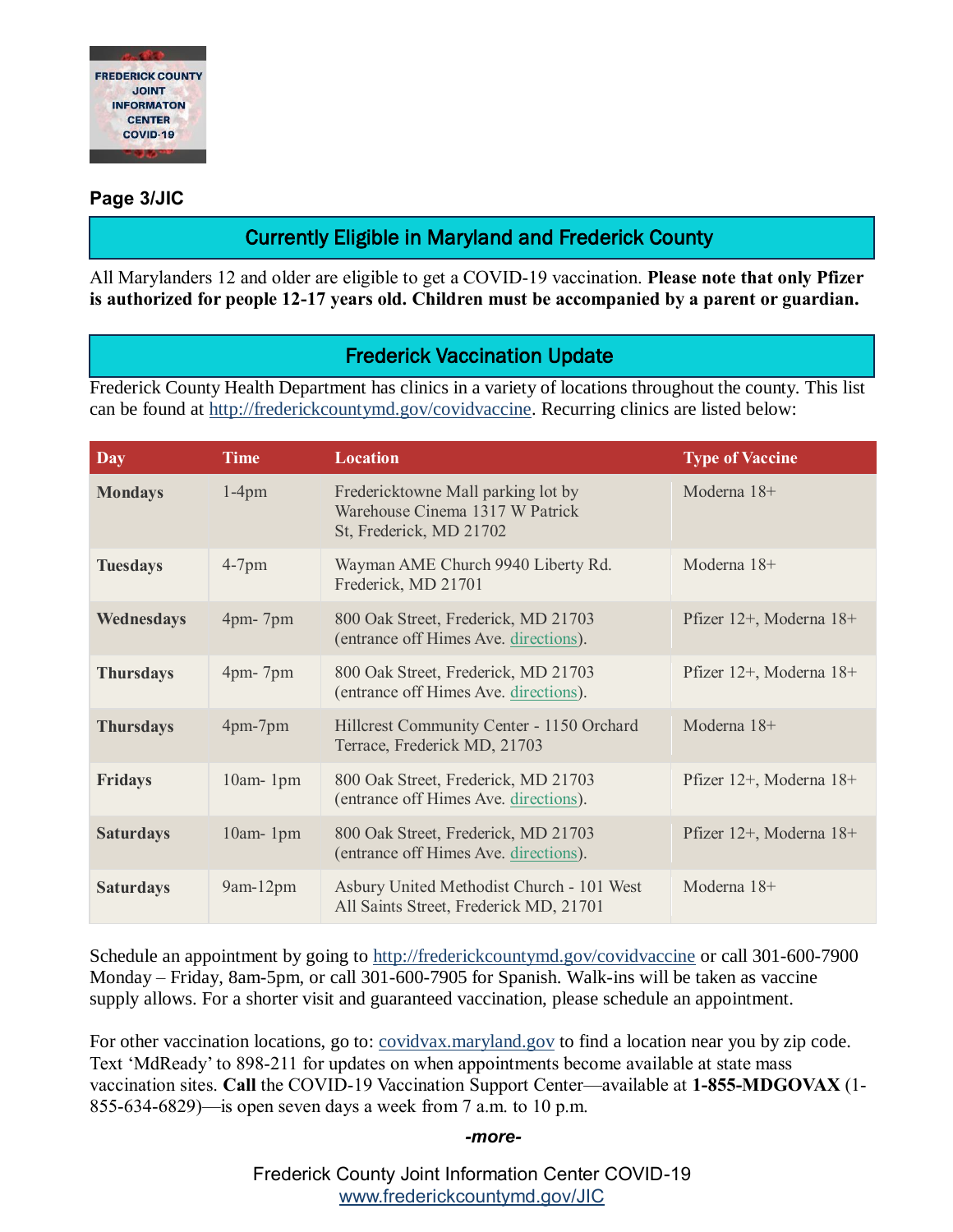## Currently Eligible in Maryland and Frederick County

All Marylanders 12 and older are eligible to get a COVID-19 vaccination. **Please note that only Pfizer is authorized for people 12-17 years old. Children must be accompanied by a parent or guardian.**

## Frederick Vaccination Update

Frederick County Health Department has clinics in a variety of locations throughout the county. This list can be found at http://frederickcountymd.gov/covidvaccine. Recurring clinics are listed below:

| Day | Time | Location | Type of Vaccine |
|---|---|---|---|
| **Mondays** | 1-4pm | Fredericktowne Mall parking lot by Warehouse Cinema 1317 W Patrick St, Frederick, MD 21702 | Moderna 18+ |
| **Tuesdays** | 4-7pm | Wayman AME Church 9940 Liberty Rd. Frederick, MD 21701 | Moderna 18+ |
| **Wednesdays** | 4pm- 7pm | 800 Oak Street, Frederick, MD 21703 (entrance off Himes Ave. directions). | Pfizer 12+, Moderna 18+ |
| **Thursdays** | 4pm- 7pm | 800 Oak Street, Frederick, MD 21703 (entrance off Himes Ave. directions). | Pfizer 12+, Moderna 18+ |
| **Thursdays** | 4pm-7pm | Hillcrest Community Center - 1150 Orchard Terrace, Frederick MD, 21703 | Moderna 18+ |
| **Fridays** | 10am- 1pm | 800 Oak Street, Frederick, MD 21703 (entrance off Himes Ave. directions). | Pfizer 12+, Moderna 18+ |
| **Saturdays** | 10am- 1pm | 800 Oak Street, Frederick, MD 21703 (entrance off Himes Ave. directions). | Pfizer 12+, Moderna 18+ |
| **Saturdays** | 9am-12pm | Asbury United Methodist Church - 101 West All Saints Street, Frederick MD, 21701 | Moderna 18+ |

Schedule an appointment by going to http://frederickcountymd.gov/covidvaccine or call 301-600-7900 Monday – Friday, 8am-5pm, or call 301-600-7905 for Spanish. Walk-ins will be taken as vaccine supply allows. For a shorter visit and guaranteed vaccination, please schedule an appointment.

For other vaccination locations, go to: covidvax.maryland.gov to find a location near you by zip code. Text 'MdReady' to 898-211 for updates on when appointments become available at state mass vaccination sites. **Call** the COVID-19 Vaccination Support Center—available at **1-855-MDGOVAX** (1-855-634-6829)—is open seven days a week from 7 a.m. to 10 p.m.

*-more-*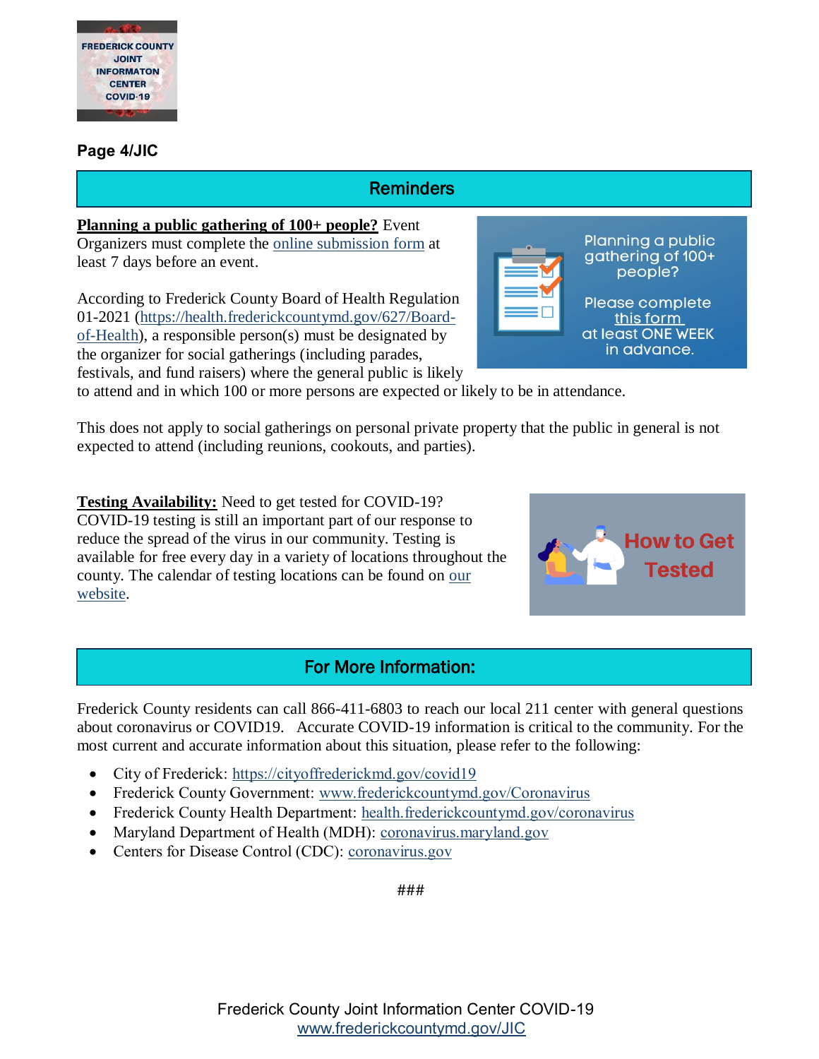## Reminders

**Planning a public gathering of 100+ people?** Event Organizers must complete the online submission form at least 7 days before an event.

According to Frederick County Board of Health Regulation 01-2021 (https://health.frederickcountymd.gov/627/Board-of-Health), a responsible person(s) must be designated by the organizer for social gatherings (including parades, festivals, and fund raisers) where the general public is likely to attend and in which 100 or more persons are expected or likely to be in attendance.

This does not apply to social gatherings on personal private property that the public in general is not expected to attend (including reunions, cookouts, and parties).

**Testing Availability:** Need to get tested for COVID-19? COVID-19 testing is still an important part of our response to reduce the spread of the virus in our community. Testing is available for free every day in a variety of locations throughout the county. The calendar of testing locations can be found on our website.

## For More Information:

Frederick County residents can call 866-411-6803 to reach our local 211 center with general questions about coronavirus or COVID19. Accurate COVID-19 information is critical to the community. For the most current and accurate information about this situation, please refer to the following:

- City of Frederick: https://cityoffrederickmd.gov/covid19
- Frederick County Government: www.frederickcountymd.gov/Coronavirus
- Frederick County Health Department: health.frederickcountymd.gov/coronavirus
- Maryland Department of Health (MDH): coronavirus.maryland.gov
- Centers for Disease Control (CDC): coronavirus.gov

###